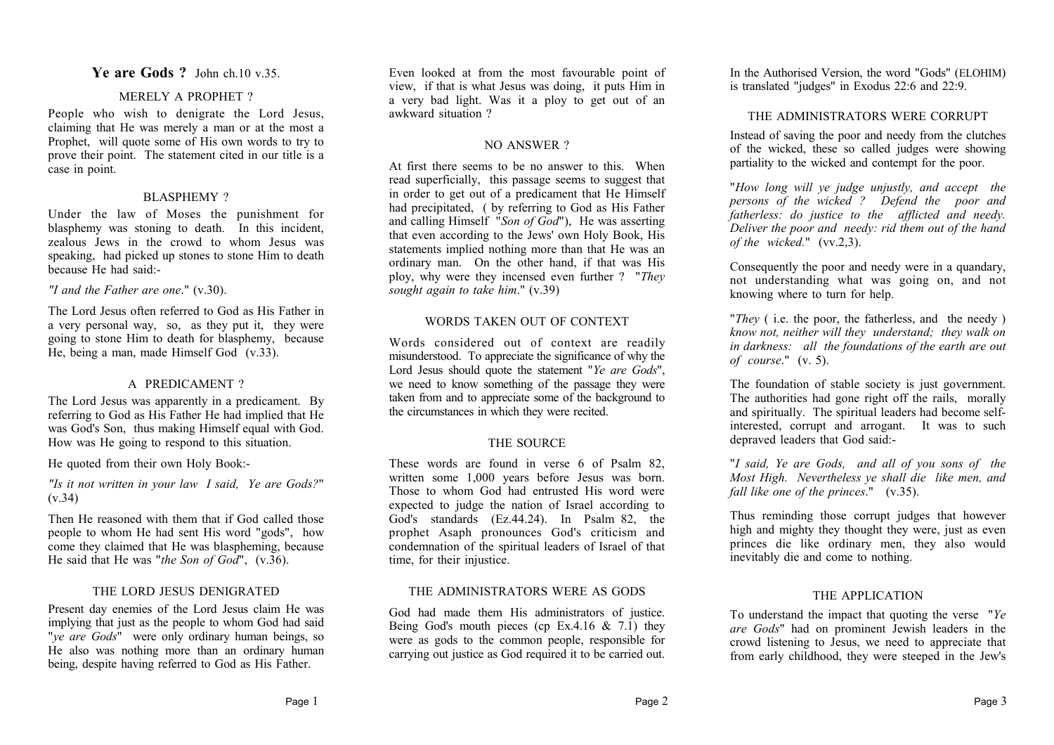# **Ye are Gods ?** John ch.10 v.35.

## MERELY A PROPHET ?

People who wish to denigrate the Lord Jesus, claiming that He was merely a man or at the most a Prophet, will quote some of His own words to try to prove their point. The statement cited in our title is a case in point.

## BLASPHEMY ?

Under the law of Moses the punishment for blasphemy was stoning to death. In this incident, zealous Jews in the crowd to whom Jesus was speaking, had picked up stones to stone Him to death because He had said:-

*"I and the Father are one*." (v.30).

The Lord Jesus often referred to God as His Father in a very personal way, so, as they put it, they were going to stone Him to death for blasphemy, because He, being a man, made Himself God (v.33).

## A PREDICAMENT ?

The Lord Jesus was apparently in a predicament. By referring to God as His Father He had implied that He was God's Son, thus making Himself equal with God. How was He going to respond to this situation.

He quoted from their own Holy Book:-

*"Is it not written in your law I said, Ye are Gods?*" (v.34)

Then He reasoned with them that if God called those people to whom He had sent His word "gods", how come they claimed that He was blaspheming, because He said that He was "*the Son of God*", (v.36).

## THE LORD JESUS DENIGRATED

Present day enemies of the Lord Jesus claim He was implying that just as the people to whom God had said "*ye are Gods*" were only ordinary human beings, so He also was nothing more than an ordinary human being, despite having referred to God as His Father.

Even looked at from the most favourable point of view, if that is what Jesus was doing, it puts Him in a very bad light. Was it a ploy to get out of an awkward situation ?

## NO ANSWER ?

At first there seems to be no answer to this. When read superficially, this passage seems to suggest that in order to get out of a predicament that He Himself had precipitated, ( by referring to God as His Father and calling Himself "*Son of God*"), He was asserting that even according to the Jews' own Holy Book, His statements implied nothing more than that He was an ordinary man. On the other hand, if that was His ploy, why were they incensed even further ? "*They sought again to take him*." (v.39)

## WORDS TAKEN OUT OF CONTEXT

Words considered out of context are readily misunderstood. To appreciate the significance of why the Lord Jesus should quote the statement "*Ye are Gods*", we need to know something of the passage they were taken from and to appreciate some of the background to the circumstances in which they were recited.

## THE SOURCE

These words are found in verse 6 of Psalm 82, written some 1,000 years before Jesus was born. Those to whom God had entrusted His word were expected to judge the nation of Israel according to God's standards (Ez.44.24). In Psalm 82, the prophet Asaph pronounces God's criticism and condemnation of the spiritual leaders of Israel of that time, for their injustice.

## THE ADMINISTRATORS WERE AS GODS

God had made them His administrators of justice. Being God's mouth pieces (cp Ex.4.16 & 7.1) they were as gods to the common people, responsible for carrying out justice as God required it to be carried out.

In the Authorised Version, the word "Gods" (ELOHIM) is translated "judges" in Exodus 22:6 and 22:9.

## THE ADMINISTRATORS WERE CORRUPT

Instead of saving the poor and needy from the clutches of the wicked, these so called judges were showing partiality to the wicked and contempt for the poor.

"*How long will ye judge unjustly, and accept the persons of the wicked ? Defend the poor and fatherless: do justice to the afflicted and needy. Deliver the poor and needy: rid them out of the hand of the wicked.*" (vv.2,3).

Consequently the poor and needy were in a quandary, not understanding what was going on, and not knowing where to turn for help.

"*They* ( i.e. the poor, the fatherless, and the needy ) *know not, neither will they understand; they walk on in darkness: all the foundations of the earth are out of course*." (v. 5).

The foundation of stable society is just government. The authorities had gone right off the rails, morally and spiritually. The spiritual leaders had become self-interested, corrupt and arrogant. It was to such depraved leaders that God said:-

"*I said, Ye are Gods, and all of you sons of the Most High. Nevertheless ye shall die like men, and fall like one of the princes*." (v.35).

Thus reminding those corrupt judges that however high and mighty they thought they were, just as even princes die like ordinary men, they also would inevitably die and come to nothing.

## THE APPLICATION

To understand the impact that quoting the verse "*Ye are Gods*" had on prominent Jewish leaders in the crowd listening to Jesus, we need to appreciate that from early childhood, they were steeped in the Jew's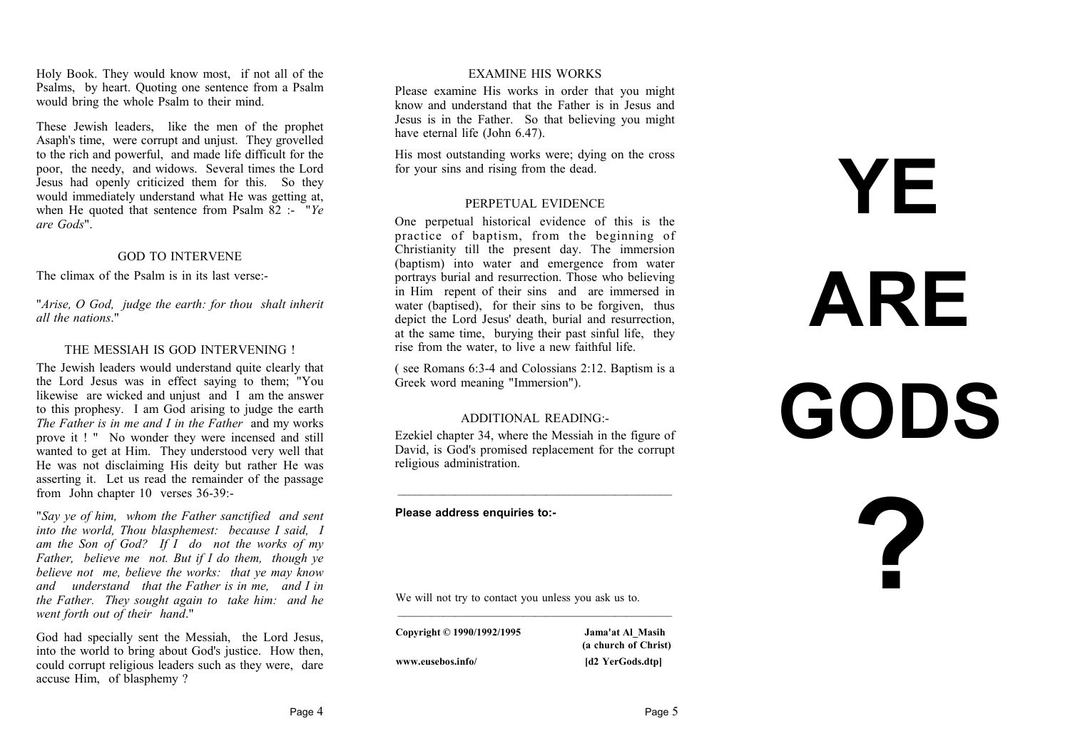Holy Book. They would know most, if not all of the Psalms, by heart. Quoting one sentence from a Psalm would bring the whole Psalm to their mind.

These Jewish leaders, like the men of the prophet Asaph's time, were corrupt and unjust. They grovelled to the rich and powerful, and made life difficult for the poor, the needy, and widows. Several times the Lord Jesus had openly criticized them for this. So they would immediately understand what He was getting at, when He quoted that sentence from Psalm 82 :- "*Ye are Gods*".

## GOD TO INTERVENE

The climax of the Psalm is in its last verse:-

"*Arise, O God, judge the earth: for thou shalt inherit all the nations*."

## THE MESSIAH IS GOD INTERVENING !

The Jewish leaders would understand quite clearly that the Lord Jesus was in effect saying to them; "You likewise are wicked and unjust and I am the answer to this prophesy. I am God arising to judge the earth *The Father is in me and I in the Father* and my works prove it ! " No wonder they were incensed and still wanted to get at Him. They understood very well that He was not disclaiming His deity but rather He was asserting it. Let us read the remainder of the passage from John chapter 10 verses 36-39:-

"*Say ye of him, whom the Father sanctified and sent into the world, Thou blasphemest: because I said, I am the Son of God? If I do not the works of my Father, believe me not. But if I do them, though ye believe not me, believe the works: that ye may know and understand that the Father is in me, and I in the Father. They sought again to take him: and he went forth out of their hand*."

God had specially sent the Messiah, the Lord Jesus, into the world to bring about God's justice. How then, could corrupt religious leaders such as they were, dare accuse Him, of blasphemy ?

## EXAMINE HIS WORKS

Please examine His works in order that you might know and understand that the Father is in Jesus and Jesus is in the Father. So that believing you might have eternal life (John 6.47).

His most outstanding works were; dying on the cross for your sins and rising from the dead.

## PERPETUAL EVIDENCE

One perpetual historical evidence of this is the practice of baptism, from the beginning of Christianity till the present day. The immersion (baptism) into water and emergence from water portrays burial and resurrection. Those who believing in Him repent of their sins and are immersed in water (baptised), for their sins to be forgiven, thus depict the Lord Jesus' death, burial and resurrection, at the same time, burying their past sinful life, they rise from the water, to live a new faithful life.

( see Romans 6:3-4 and Colossians 2:12. Baptism is a Greek word meaning "Immersion").

## ADDITIONAL READING:-

Ezekiel chapter 34, where the Messiah in the figure of David, is God's promised replacement for the corrupt religious administration.

---

**Please address enquiries to:-**

We will not try to contact you unless you ask us to.

---

**Copyright © 1990/1992/1995** **Jama'at Al_Masih (a church of Christ)**

**www.eusebos.info/** **[d2 YerGods.dtp]**

# YE ARE GODS ?